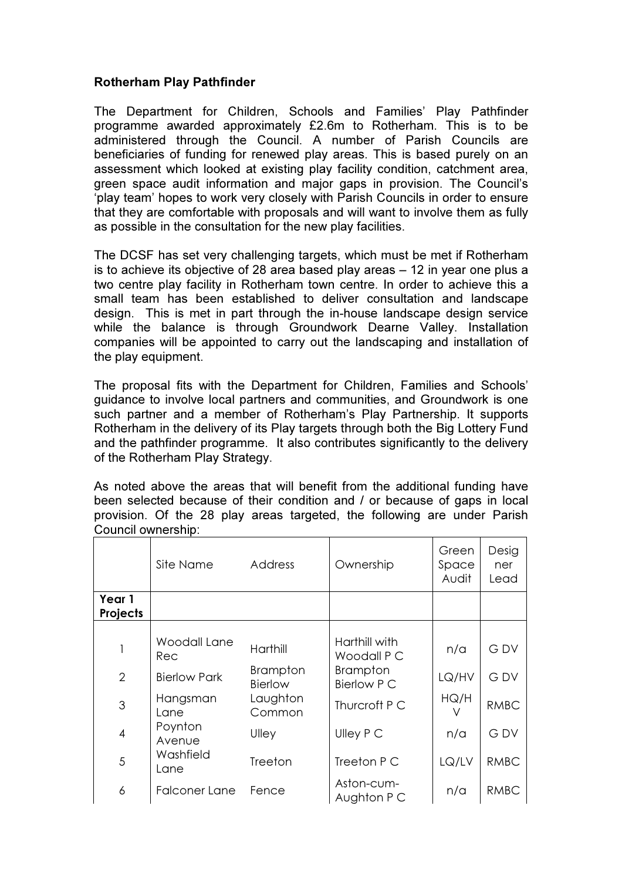**Rotherham Play Pathfinder**

The Department for Children, Schools and Families' Play Pathfinder programme awarded approximately £2.6m to Rotherham. This is to be administered through the Council. A number of Parish Councils are beneficiaries of funding for renewed play areas. This is based purely on an assessment which looked at existing play facility condition, catchment area, green space audit information and major gaps in provision. The Council's 'play team' hopes to work very closely with Parish Councils in order to ensure that they are comfortable with proposals and will want to involve them as fully as possible in the consultation for the new play facilities.

The DCSF has set very challenging targets, which must be met if Rotherham is to achieve its objective of 28 area based play areas – 12 in year one plus a two centre play facility in Rotherham town centre. In order to achieve this a small team has been established to deliver consultation and landscape design. This is met in part through the in-house landscape design service while the balance is through Groundwork Dearne Valley. Installation companies will be appointed to carry out the landscaping and installation of the play equipment.

The proposal fits with the Department for Children, Families and Schools' guidance to involve local partners and communities, and Groundwork is one such partner and a member of Rotherham's Play Partnership. It supports Rotherham in the delivery of its Play targets through both the Big Lottery Fund and the pathfinder programme. It also contributes significantly to the delivery of the Rotherham Play Strategy.

As noted above the areas that will benefit from the additional funding have been selected because of their condition and / or because of gaps in local provision. Of the 28 play areas targeted, the following are under Parish Council ownership:

| | Site Name | Address | Ownership | Green Space Audit | Designer Lead |
|---|---|---|---|---|---|
| **Year 1 Projects** | | | | | |
| 1 | Woodall Lane Rec | Harthill | Harthill with Woodall P C | n/a | G DV |
| 2 | Bierlow Park | Brampton Bierlow | Brampton Bierlow P C | LQ/HV | G DV |
| 3 | Hangsman Lane | Laughton Common | Thurcroft P C | HQ/HV | RMBC |
| 4 | Poynton Avenue | Ulley | Ulley P C | n/a | G DV |
| 5 | Washfield Lane | Treeton | Treeton P C | LQ/LV | RMBC |
| 6 | Falconer Lane | Fence | Aston-cum-Aughton P C | n/a | RMBC |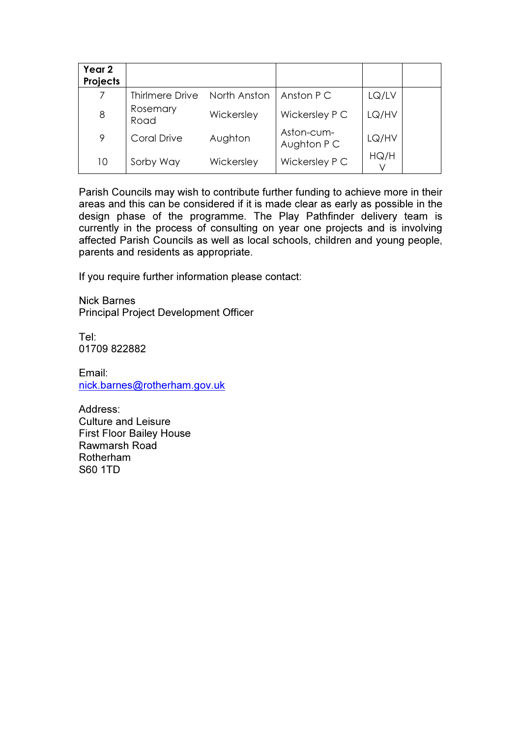| **Year 2 Projects** | | | | | |
|---|---|---|---|---|---|
| 7 | Thirlmere Drive | North Anston | Anston P C | LQ/LV | |
| 8 | Rosemary Road | Wickersley | Wickersley P C | LQ/HV | |
| 9 | Coral Drive | Aughton | Aston-cum-Aughton P C | LQ/HV | |
| 10 | Sorby Way | Wickersley | Wickersley P C | HQ/HV | |

Parish Councils may wish to contribute further funding to achieve more in their areas and this can be considered if it is made clear as early as possible in the design phase of the programme. The Play Pathfinder delivery team is currently in the process of consulting on year one projects and is involving affected Parish Councils as well as local schools, children and young people, parents and residents as appropriate.

If you require further information please contact:

Nick Barnes
Principal Project Development Officer

Tel:
01709 822882

Email:
nick.barnes@rotherham.gov.uk

Address:
Culture and Leisure
First Floor Bailey House
Rawmarsh Road
Rotherham
S60 1TD